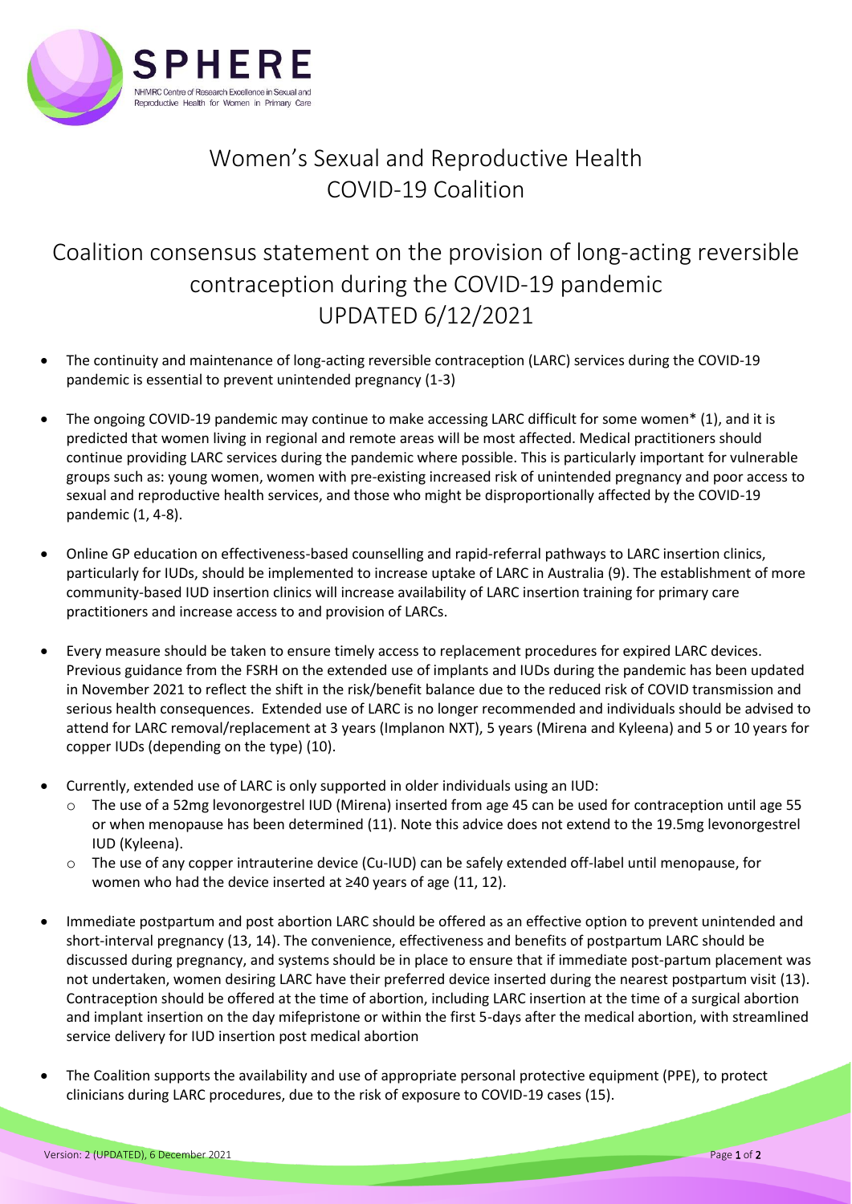# Women's Sexual and Reproductive Health COVID-19 Coalition

## Coalition consensus statement on the provision of long-acting reversible contraception during the COVID-19 pandemic UPDATED 6/12/2021

- The continuity and maintenance of long-acting reversible contraception (LARC) services during the COVID-19 pandemic is essential to prevent unintended pregnancy (1-3)
- The ongoing COVID-19 pandemic may continue to make accessing LARC difficult for some women* (1), and it is predicted that women living in regional and remote areas will be most affected. Medical practitioners should continue providing LARC services during the pandemic where possible. This is particularly important for vulnerable groups such as: young women, women with pre-existing increased risk of unintended pregnancy and poor access to sexual and reproductive health services, and those who might be disproportionally affected by the COVID-19 pandemic (1, 4-8).
- Online GP education on effectiveness-based counselling and rapid-referral pathways to LARC insertion clinics, particularly for IUDs, should be implemented to increase uptake of LARC in Australia (9). The establishment of more community-based IUD insertion clinics will increase availability of LARC insertion training for primary care practitioners and increase access to and provision of LARCs.
- Every measure should be taken to ensure timely access to replacement procedures for expired LARC devices. Previous guidance from the FSRH on the extended use of implants and IUDs during the pandemic has been updated in November 2021 to reflect the shift in the risk/benefit balance due to the reduced risk of COVID transmission and serious health consequences. Extended use of LARC is no longer recommended and individuals should be advised to attend for LARC removal/replacement at 3 years (Implanon NXT), 5 years (Mirena and Kyleena) and 5 or 10 years for copper IUDs (depending on the type) (10).
- Currently, extended use of LARC is only supported in older individuals using an IUD:
  - The use of a 52mg levonorgestrel IUD (Mirena) inserted from age 45 can be used for contraception until age 55 or when menopause has been determined (11). Note this advice does not extend to the 19.5mg levonorgestrel IUD (Kyleena).
  - The use of any copper intrauterine device (Cu-IUD) can be safely extended off-label until menopause, for women who had the device inserted at ≥40 years of age (11, 12).
- Immediate postpartum and post abortion LARC should be offered as an effective option to prevent unintended and short-interval pregnancy (13, 14). The convenience, effectiveness and benefits of postpartum LARC should be discussed during pregnancy, and systems should be in place to ensure that if immediate post-partum placement was not undertaken, women desiring LARC have their preferred device inserted during the nearest postpartum visit (13). Contraception should be offered at the time of abortion, including LARC insertion at the time of a surgical abortion and implant insertion on the day mifepristone or within the first 5-days after the medical abortion, with streamlined service delivery for IUD insertion post medical abortion
- The Coalition supports the availability and use of appropriate personal protective equipment (PPE), to protect clinicians during LARC procedures, due to the risk of exposure to COVID-19 cases (15).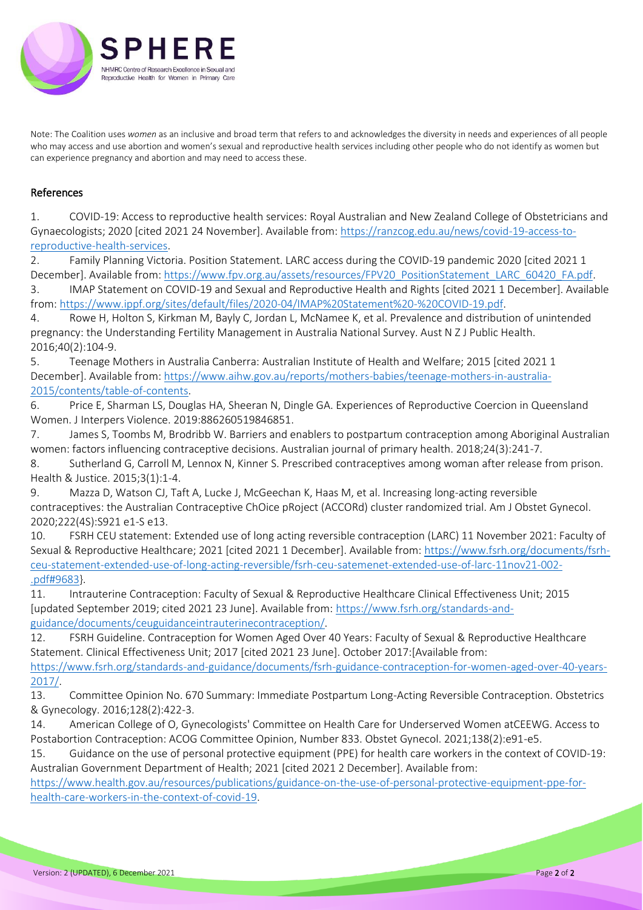Note: The Coalition uses *women* as an inclusive and broad term that refers to and acknowledges the diversity in needs and experiences of all people who may access and use abortion and women's sexual and reproductive health services including other people who do not identify as women but can experience pregnancy and abortion and may need to access these.

## References

1. COVID-19: Access to reproductive health services: Royal Australian and New Zealand College of Obstetricians and Gynaecologists; 2020 [cited 2021 24 November]. Available from: https://ranzcog.edu.au/news/covid-19-access-to-reproductive-health-services.
2. Family Planning Victoria. Position Statement. LARC access during the COVID-19 pandemic 2020 [cited 2021 1 December]. Available from: https://www.fpv.org.au/assets/resources/FPV20_PositionStatement_LARC_60420_FA.pdf.
3. IMAP Statement on COVID-19 and Sexual and Reproductive Health and Rights [cited 2021 1 December]. Available from: https://www.ippf.org/sites/default/files/2020-04/IMAP%20Statement%20-%20COVID-19.pdf.
4. Rowe H, Holton S, Kirkman M, Bayly C, Jordan L, McNamee K, et al. Prevalence and distribution of unintended pregnancy: the Understanding Fertility Management in Australia National Survey. Aust N Z J Public Health. 2016;40(2):104-9.
5. Teenage Mothers in Australia Canberra: Australian Institute of Health and Welfare; 2015 [cited 2021 1 December]. Available from: https://www.aihw.gov.au/reports/mothers-babies/teenage-mothers-in-australia-2015/contents/table-of-contents.
6. Price E, Sharman LS, Douglas HA, Sheeran N, Dingle GA. Experiences of Reproductive Coercion in Queensland Women. J Interpers Violence. 2019:886260519846851.
7. James S, Toombs M, Brodribb W. Barriers and enablers to postpartum contraception among Aboriginal Australian women: factors influencing contraceptive decisions. Australian journal of primary health. 2018;24(3):241-7.
8. Sutherland G, Carroll M, Lennox N, Kinner S. Prescribed contraceptives among woman after release from prison. Health & Justice. 2015;3(1):1-4.
9. Mazza D, Watson CJ, Taft A, Lucke J, McGeechan K, Haas M, et al. Increasing long-acting reversible contraceptives: the Australian Contraceptive ChOice pRoject (ACCORd) cluster randomized trial. Am J Obstet Gynecol. 2020;222(4S):S921 e1-S e13.
10. FSRH CEU statement: Extended use of long acting reversible contraception (LARC) 11 November 2021: Faculty of Sexual & Reproductive Healthcare; 2021 [cited 2021 1 December]. Available from: https://www.fsrh.org/documents/fsrh-ceu-statement-extended-use-of-long-acting-reversible/fsrh-ceu-satemenet-extended-use-of-larc-11nov21-002-.pdf#9683}.
11. Intrauterine Contraception: Faculty of Sexual & Reproductive Healthcare Clinical Effectiveness Unit; 2015 [updated September 2019; cited 2021 23 June]. Available from: https://www.fsrh.org/standards-and-guidance/documents/ceuguidanceintrauterinecontraception/.
12. FSRH Guideline. Contraception for Women Aged Over 40 Years: Faculty of Sexual & Reproductive Healthcare Statement. Clinical Effectiveness Unit; 2017 [cited 2021 23 June]. October 2017:[Available from: https://www.fsrh.org/standards-and-guidance/documents/fsrh-guidance-contraception-for-women-aged-over-40-years-2017/.
13. Committee Opinion No. 670 Summary: Immediate Postpartum Long-Acting Reversible Contraception. Obstetrics & Gynecology. 2016;128(2):422-3.
14. American College of O, Gynecologists' Committee on Health Care for Underserved Women atCEEWG. Access to Postabortion Contraception: ACOG Committee Opinion, Number 833. Obstet Gynecol. 2021;138(2):e91-e5.
15. Guidance on the use of personal protective equipment (PPE) for health care workers in the context of COVID-19: Australian Government Department of Health; 2021 [cited 2021 2 December]. Available from: https://www.health.gov.au/resources/publications/guidance-on-the-use-of-personal-protective-equipment-ppe-for-health-care-workers-in-the-context-of-covid-19.

Version: 2 (UPDATED), 6 December 2021